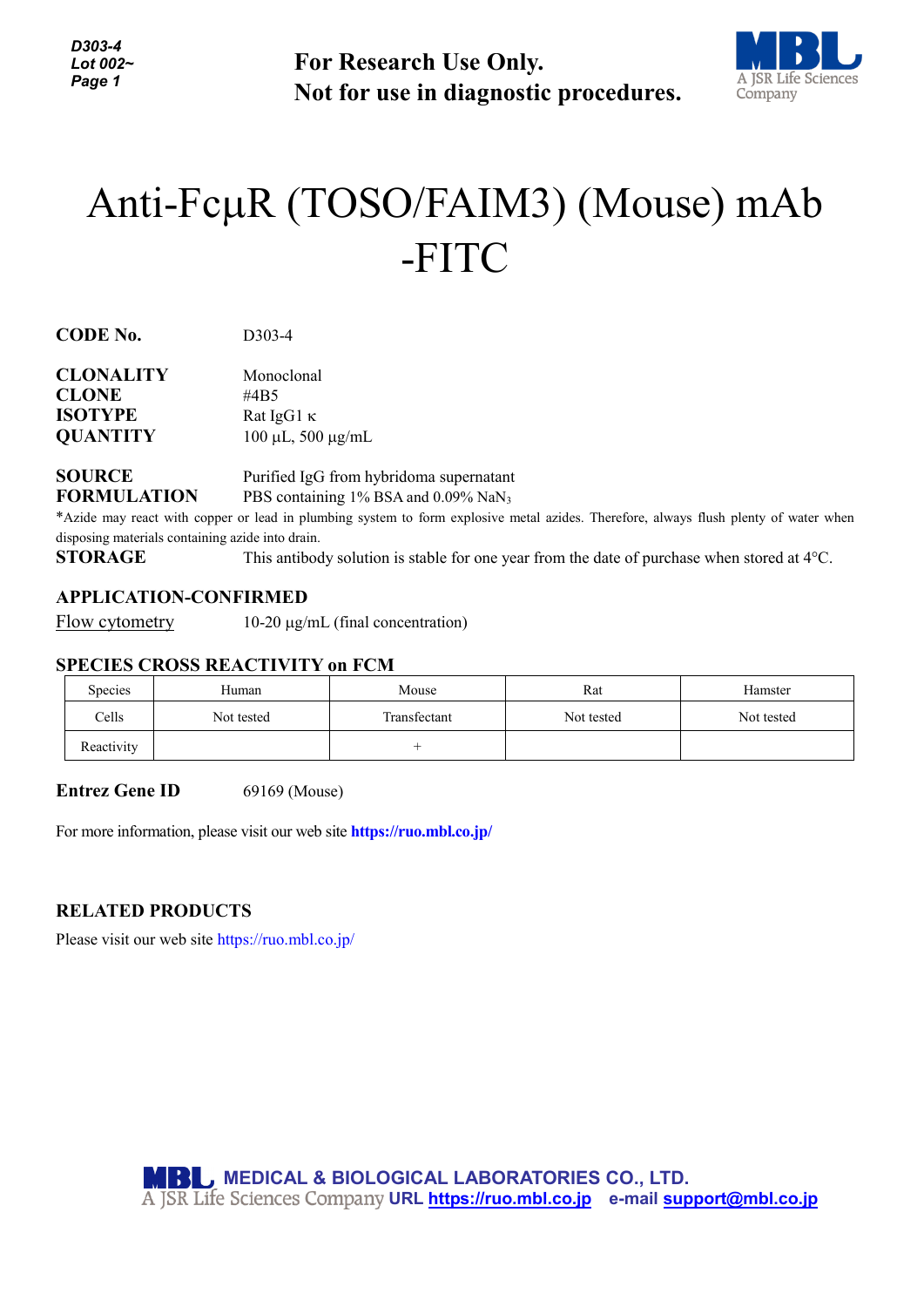For Research Use Only.
Not for use in diagnostic procedures.

# Anti-FcμR (TOSO/FAIM3) (Mouse) mAb -FITC

**CODE No.** D303-4

**CLONALITY** Monoclonal
**CLONE** #4B5
**ISOTYPE** Rat IgG1 κ
**QUANTITY** 100 μL, 500 μg/mL

**SOURCE** Purified IgG from hybridoma supernatant
**FORMULATION** PBS containing 1% BSA and 0.09% $NaN_3$

*Azide may react with copper or lead in plumbing system to form explosive metal azides. Therefore, always flush plenty of water when disposing materials containing azide into drain.

**STORAGE** This antibody solution is stable for one year from the date of purchase when stored at 4°C.

## APPLICATION-CONFIRMED

Flow cytometry 10-20 μg/mL (final concentration)

## SPECIES CROSS REACTIVITY on FCM

| Species | Human | Mouse | Rat | Hamster |
|---|---|---|---|---|
| Cells | Not tested | Transfectant | Not tested | Not tested |
| Reactivity | | + | | |

**Entrez Gene ID** 69169 (Mouse)

For more information, please visit our web site **https://ruo.mbl.co.jp/**

## RELATED PRODUCTS

Please visit our web site https://ruo.mbl.co.jp/

MEDICAL & BIOLOGICAL LABORATORIES CO., LTD.
A JSR Life Sciences Company URL https://ruo.mbl.co.jp e-mail support@mbl.co.jp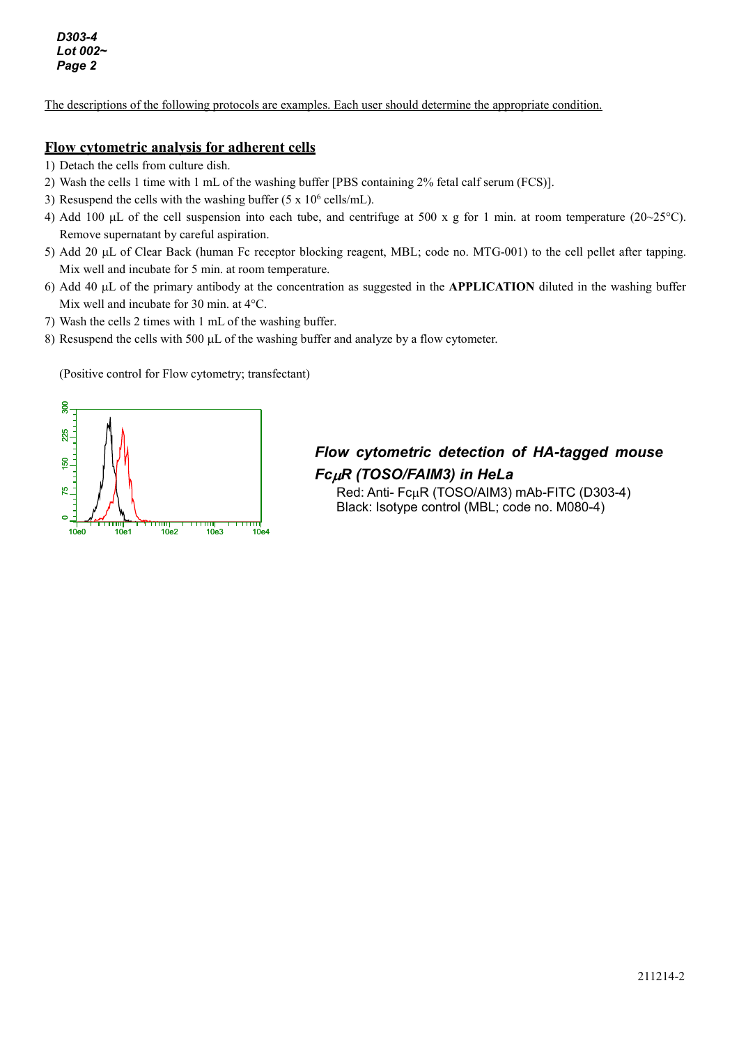The descriptions of the following protocols are examples. Each user should determine the appropriate condition.

## Flow cytometric analysis for adherent cells

1) Detach the cells from culture dish.
2) Wash the cells 1 time with 1 mL of the washing buffer [PBS containing 2% fetal calf serum (FCS)].
3) Resuspend the cells with the washing buffer (5 x $10^6$ cells/mL).
4) Add 100 µL of the cell suspension into each tube, and centrifuge at 500 x g for 1 min. at room temperature (20~25°C). Remove supernatant by careful aspiration.
5) Add 20 µL of Clear Back (human Fc receptor blocking reagent, MBL; code no. MTG-001) to the cell pellet after tapping. Mix well and incubate for 5 min. at room temperature.
6) Add 40 µL of the primary antibody at the concentration as suggested in the **APPLICATION** diluted in the washing buffer Mix well and incubate for 30 min. at 4°C.
7) Wash the cells 2 times with 1 mL of the washing buffer.
8) Resuspend the cells with 500 µL of the washing buffer and analyze by a flow cytometer.

(Positive control for Flow cytometry; transfectant)

0
75
150
225
300
10e0
10e1
10e2
10e3
10e4

***Flow cytometric detection of HA-tagged mouse FcµR (TOSO/FAIM3) in HeLa***

Red: Anti- FcµR (TOSO/AIM3) mAb-FITC (D303-4)
Black: Isotype control (MBL; code no. M080-4)

211214-2